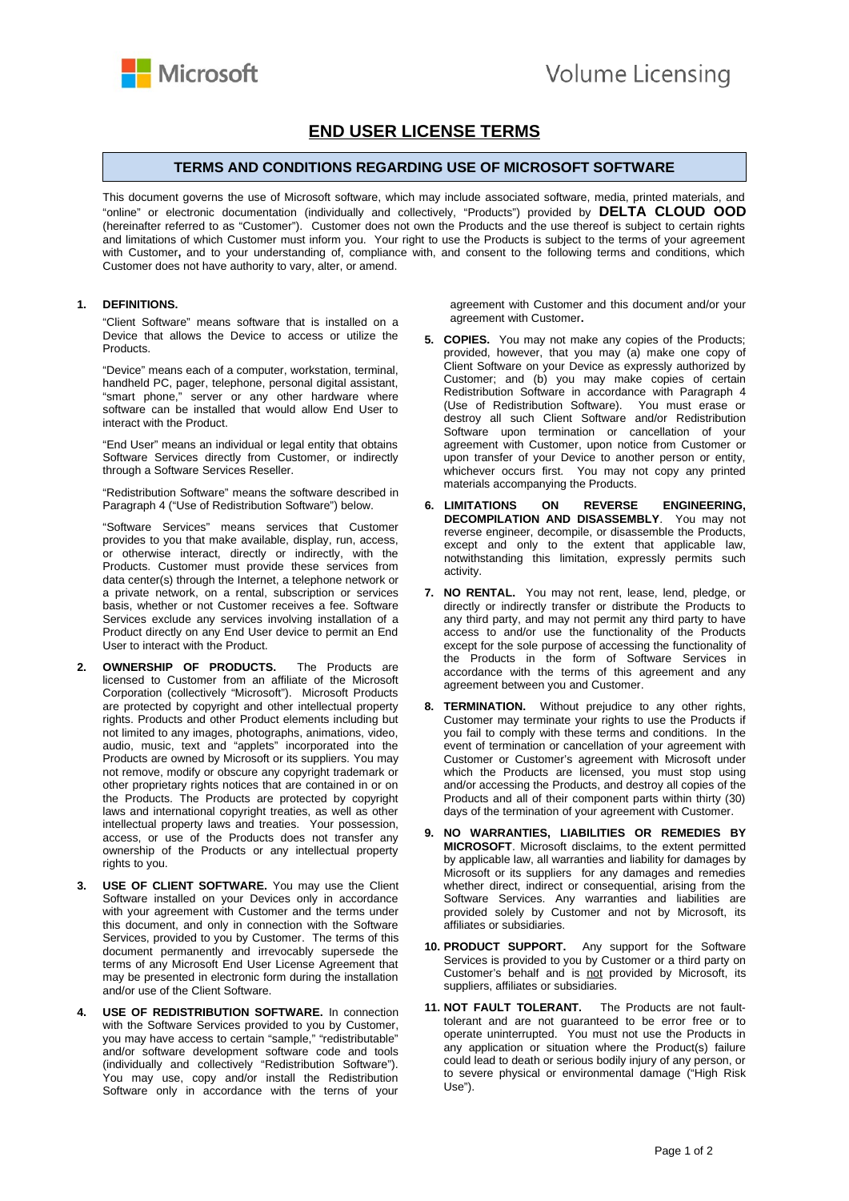Microsoft Volume Licensing

# END USER LICENSE TERMS

## TERMS AND CONDITIONS REGARDING USE OF MICROSOFT SOFTWARE

This document governs the use of Microsoft software, which may include associated software, media, printed materials, and "online" or electronic documentation (individually and collectively, "Products") provided by **DELTA CLOUD OOD** (hereinafter referred to as "Customer"). Customer does not own the Products and the use thereof is subject to certain rights and limitations of which Customer must inform you. Your right to use the Products is subject to the terms of your agreement with Customer**,** and to your understanding of, compliance with, and consent to the following terms and conditions, which Customer does not have authority to vary, alter, or amend.

1. **DEFINITIONS.**

   "Client Software" means software that is installed on a Device that allows the Device to access or utilize the Products.

   "Device" means each of a computer, workstation, terminal, handheld PC, pager, telephone, personal digital assistant, "smart phone," server or any other hardware where software can be installed that would allow End User to interact with the Product.

   "End User" means an individual or legal entity that obtains Software Services directly from Customer, or indirectly through a Software Services Reseller.

   "Redistribution Software" means the software described in Paragraph 4 ("Use of Redistribution Software") below.

   "Software Services" means services that Customer provides to you that make available, display, run, access, or otherwise interact, directly or indirectly, with the Products. Customer must provide these services from data center(s) through the Internet, a telephone network or a private network, on a rental, subscription or services basis, whether or not Customer receives a fee. Software Services exclude any services involving installation of a Product directly on any End User device to permit an End User to interact with the Product.

2. **OWNERSHIP OF PRODUCTS.** The Products are licensed to Customer from an affiliate of the Microsoft Corporation (collectively "Microsoft"). Microsoft Products are protected by copyright and other intellectual property rights. Products and other Product elements including but not limited to any images, photographs, animations, video, audio, music, text and "applets" incorporated into the Products are owned by Microsoft or its suppliers. You may not remove, modify or obscure any copyright trademark or other proprietary rights notices that are contained in or on the Products. The Products are protected by copyright laws and international copyright treaties, as well as other intellectual property laws and treaties. Your possession, access, or use of the Products does not transfer any ownership of the Products or any intellectual property rights to you.

3. **USE OF CLIENT SOFTWARE.** You may use the Client Software installed on your Devices only in accordance with your agreement with Customer and the terms under this document, and only in connection with the Software Services, provided to you by Customer. The terms of this document permanently and irrevocably supersede the terms of any Microsoft End User License Agreement that may be presented in electronic form during the installation and/or use of the Client Software.

4. **USE OF REDISTRIBUTION SOFTWARE.** In connection with the Software Services provided to you by Customer, you may have access to certain "sample," "redistributable" and/or software development software code and tools (individually and collectively "Redistribution Software"). You may use, copy and/or install the Redistribution Software only in accordance with the terns of your agreement with Customer and this document and/or your agreement with Customer**.**

5. **COPIES.** You may not make any copies of the Products; provided, however, that you may (a) make one copy of Client Software on your Device as expressly authorized by Customer; and (b) you may make copies of certain Redistribution Software in accordance with Paragraph 4 (Use of Redistribution Software). You must erase or destroy all such Client Software and/or Redistribution Software upon termination or cancellation of your agreement with Customer, upon notice from Customer or upon transfer of your Device to another person or entity, whichever occurs first. You may not copy any printed materials accompanying the Products.

6. **LIMITATIONS ON REVERSE ENGINEERING, DECOMPILATION AND DISASSEMBLY**. You may not reverse engineer, decompile, or disassemble the Products, except and only to the extent that applicable law, notwithstanding this limitation, expressly permits such activity.

7. **NO RENTAL.** You may not rent, lease, lend, pledge, or directly or indirectly transfer or distribute the Products to any third party, and may not permit any third party to have access to and/or use the functionality of the Products except for the sole purpose of accessing the functionality of the Products in the form of Software Services in accordance with the terms of this agreement and any agreement between you and Customer.

8. **TERMINATION.** Without prejudice to any other rights, Customer may terminate your rights to use the Products if you fail to comply with these terms and conditions. In the event of termination or cancellation of your agreement with Customer or Customer's agreement with Microsoft under which the Products are licensed, you must stop using and/or accessing the Products, and destroy all copies of the Products and all of their component parts within thirty (30) days of the termination of your agreement with Customer.

9. **NO WARRANTIES, LIABILITIES OR REMEDIES BY MICROSOFT**. Microsoft disclaims, to the extent permitted by applicable law, all warranties and liability for damages by Microsoft or its suppliers for any damages and remedies whether direct, indirect or consequential, arising from the Software Services. Any warranties and liabilities are provided solely by Customer and not by Microsoft, its affiliates or subsidiaries.

10. **PRODUCT SUPPORT.** Any support for the Software Services is provided to you by Customer or a third party on Customer's behalf and is not provided by Microsoft, its suppliers, affiliates or subsidiaries.

11. **NOT FAULT TOLERANT.** The Products are not fault-tolerant and are not guaranteed to be error free or to operate uninterrupted. You must not use the Products in any application or situation where the Product(s) failure could lead to death or serious bodily injury of any person, or to severe physical or environmental damage ("High Risk Use").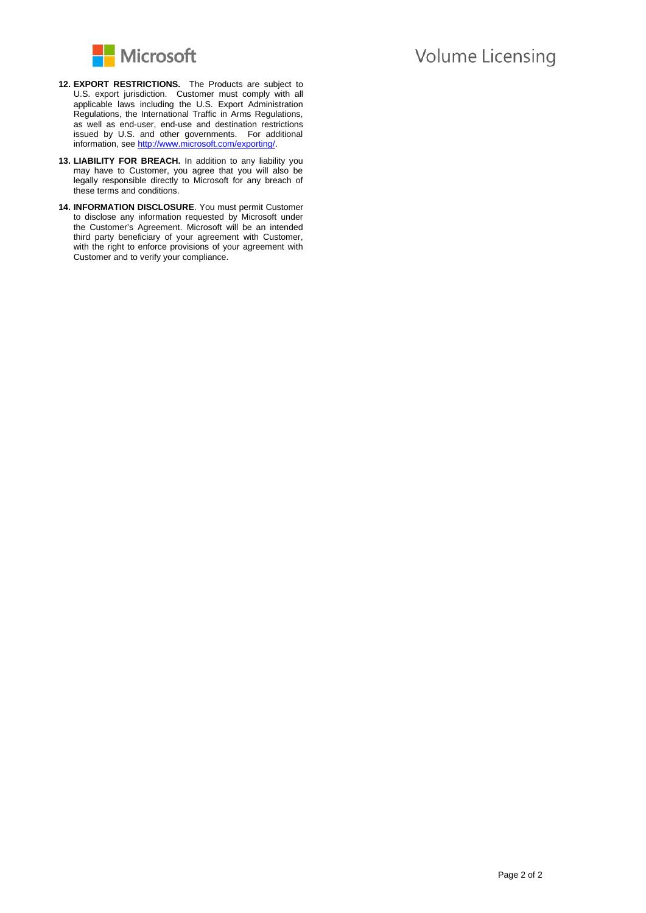12. **EXPORT RESTRICTIONS.** The Products are subject to U.S. export jurisdiction. Customer must comply with all applicable laws including the U.S. Export Administration Regulations, the International Traffic in Arms Regulations, as well as end-user, end-use and destination restrictions issued by U.S. and other governments. For additional information, see http://www.microsoft.com/exporting/.

13. **LIABILITY FOR BREACH.** In addition to any liability you may have to Customer, you agree that you will also be legally responsible directly to Microsoft for any breach of these terms and conditions.

14. **INFORMATION DISCLOSURE**. You must permit Customer to disclose any information requested by Microsoft under the Customer's Agreement. Microsoft will be an intended third party beneficiary of your agreement with Customer, with the right to enforce provisions of your agreement with Customer and to verify your compliance.